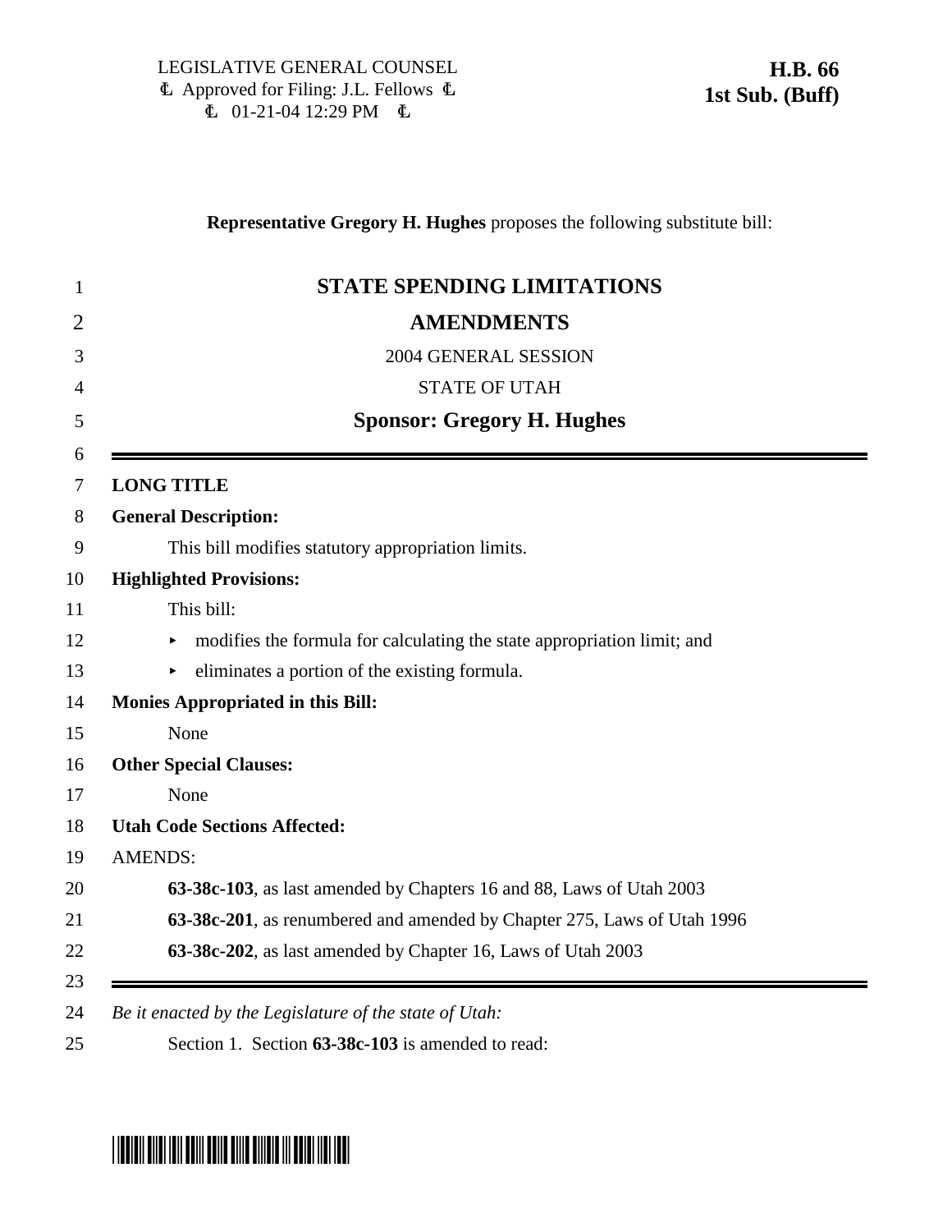LEGISLATIVE GENERAL COUNSEL
₺ Approved for Filing: J.L. Fellows ₺
₺ 01-21-04 12:29 PM ₺

**H.B. 66**
**1st Sub. (Buff)**

**Representative Gregory H. Hughes** proposes the following substitute bill:

1 **STATE SPENDING LIMITATIONS**

2 **AMENDMENTS**

3 2004 GENERAL SESSION

4 STATE OF UTAH

5 **Sponsor: Gregory H. Hughes**

6

7 **LONG TITLE**

8 **General Description:**

9 This bill modifies statutory appropriation limits.

10 **Highlighted Provisions:**

11 This bill:

12 ▸ modifies the formula for calculating the state appropriation limit; and

13 ▸ eliminates a portion of the existing formula.

14 **Monies Appropriated in this Bill:**

15 None

16 **Other Special Clauses:**

17 None

18 **Utah Code Sections Affected:**

19 AMENDS:

20 **63-38c-103**, as last amended by Chapters 16 and 88, Laws of Utah 2003

21 **63-38c-201**, as renumbered and amended by Chapter 275, Laws of Utah 1996

22 **63-38c-202**, as last amended by Chapter 16, Laws of Utah 2003

23

24 *Be it enacted by the Legislature of the state of Utah:*

25 Section 1. Section **63-38c-103** is amended to read: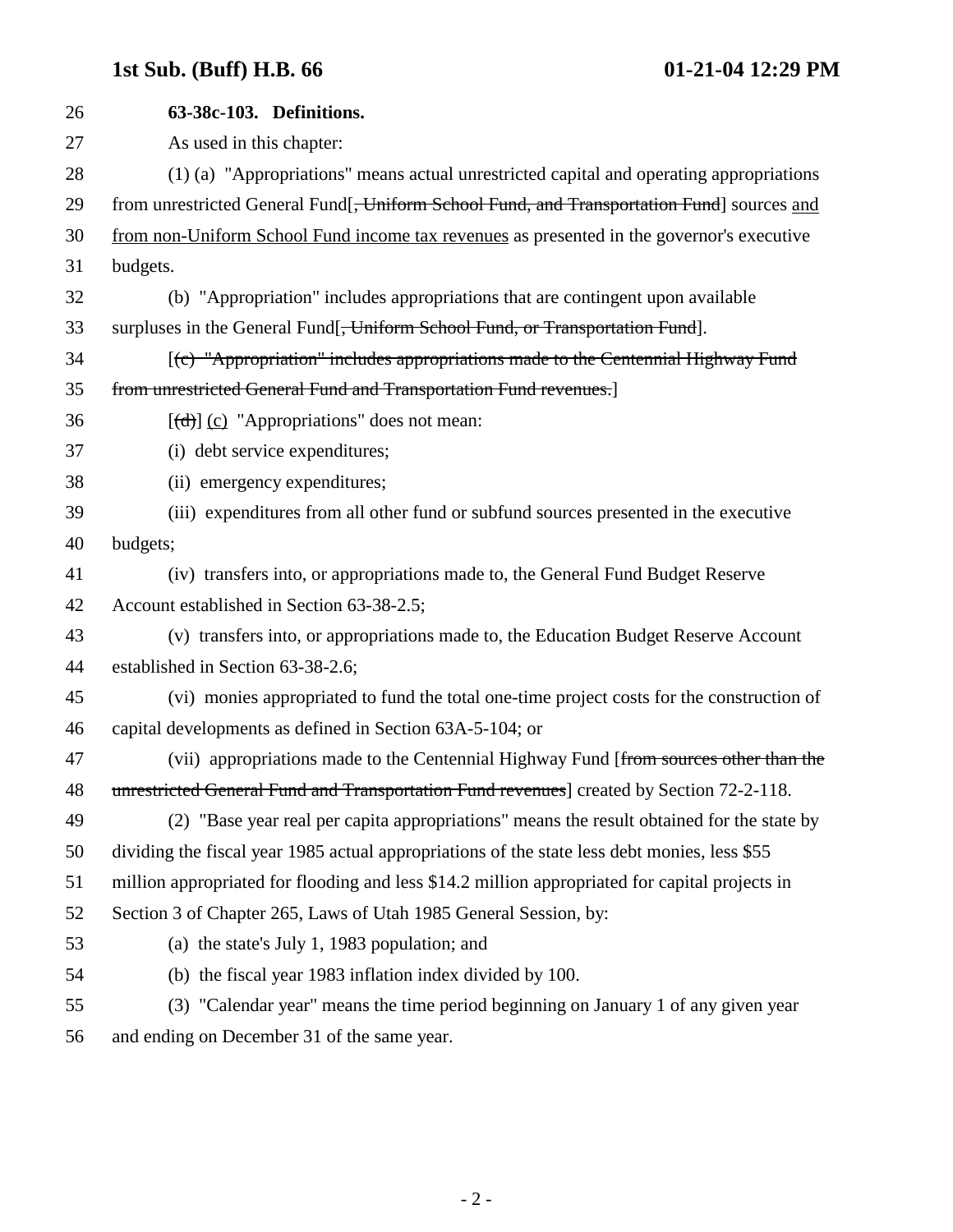**63-38c-103. Definitions.**

As used in this chapter:

(1) (a) "Appropriations" means actual unrestricted capital and operating appropriations from unrestricted General Fund[~~, Uniform School Fund, and Transportation Fund~~] sources <u>and from non-Uniform School Fund income tax revenues</u> as presented in the governor's executive budgets.

(b) "Appropriation" includes appropriations that are contingent upon available surpluses in the General Fund[~~, Uniform School Fund, or Transportation Fund~~].

[~~(c) "Appropriation" includes appropriations made to the Centennial Highway Fund from unrestricted General Fund and Transportation Fund revenues.~~]

[~~(d)~~] <u>(c)</u> "Appropriations" does not mean:

(i) debt service expenditures;

(ii) emergency expenditures;

(iii) expenditures from all other fund or subfund sources presented in the executive budgets;

(iv) transfers into, or appropriations made to, the General Fund Budget Reserve Account established in Section 63-38-2.5;

(v) transfers into, or appropriations made to, the Education Budget Reserve Account established in Section 63-38-2.6;

(vi) monies appropriated to fund the total one-time project costs for the construction of capital developments as defined in Section 63A-5-104; or

(vii) appropriations made to the Centennial Highway Fund [~~from sources other than the unrestricted General Fund and Transportation Fund revenues~~] created by Section 72-2-118.

(2) "Base year real per capita appropriations" means the result obtained for the state by dividing the fiscal year 1985 actual appropriations of the state less debt monies, less $55 million appropriated for flooding and less $14.2 million appropriated for capital projects in Section 3 of Chapter 265, Laws of Utah 1985 General Session, by:

(a) the state's July 1, 1983 population; and

(b) the fiscal year 1983 inflation index divided by 100.

(3) "Calendar year" means the time period beginning on January 1 of any given year and ending on December 31 of the same year.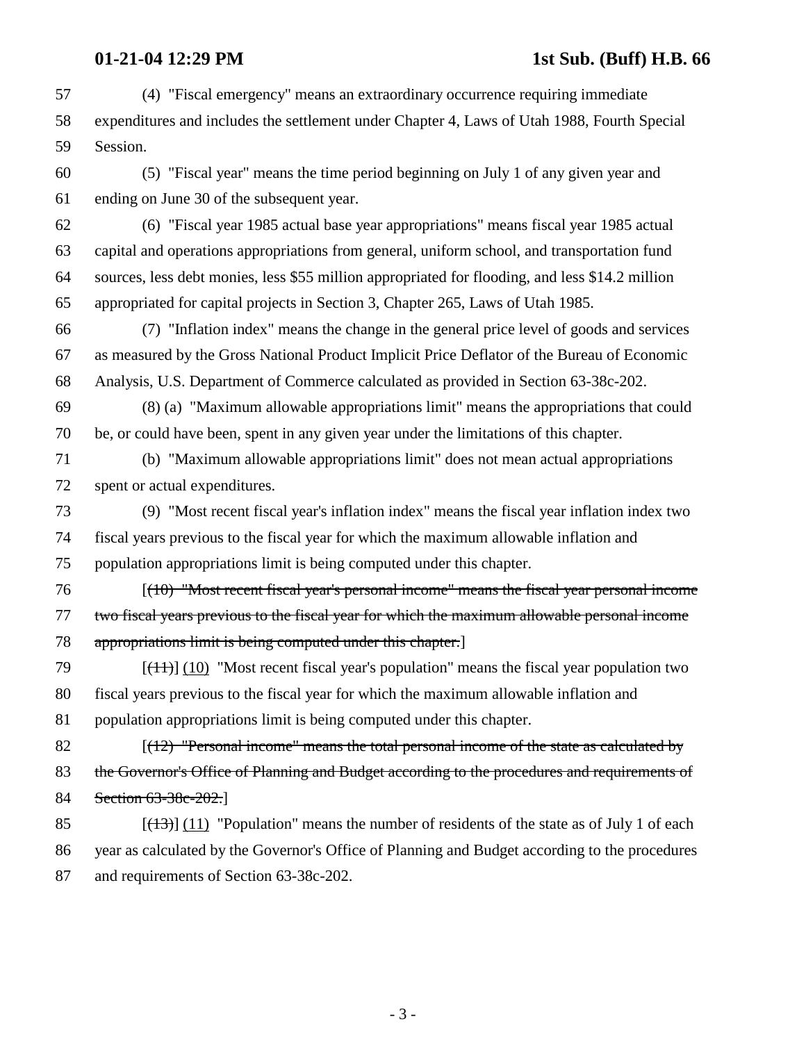(4) "Fiscal emergency" means an extraordinary occurrence requiring immediate expenditures and includes the settlement under Chapter 4, Laws of Utah 1988, Fourth Special Session.

(5) "Fiscal year" means the time period beginning on July 1 of any given year and ending on June 30 of the subsequent year.

(6) "Fiscal year 1985 actual base year appropriations" means fiscal year 1985 actual capital and operations appropriations from general, uniform school, and transportation fund sources, less debt monies, less $55 million appropriated for flooding, and less $14.2 million appropriated for capital projects in Section 3, Chapter 265, Laws of Utah 1985.

(7) "Inflation index" means the change in the general price level of goods and services as measured by the Gross National Product Implicit Price Deflator of the Bureau of Economic Analysis, U.S. Department of Commerce calculated as provided in Section 63-38c-202.

(8) (a) "Maximum allowable appropriations limit" means the appropriations that could be, or could have been, spent in any given year under the limitations of this chapter.

(b) "Maximum allowable appropriations limit" does not mean actual appropriations spent or actual expenditures.

(9) "Most recent fiscal year's inflation index" means the fiscal year inflation index two fiscal years previous to the fiscal year for which the maximum allowable inflation and population appropriations limit is being computed under this chapter.

[~~(10) "Most recent fiscal year's personal income" means the fiscal year personal income two fiscal years previous to the fiscal year for which the maximum allowable personal income appropriations limit is being computed under this chapter.~~]

[~~(11)~~] <u>(10)</u> "Most recent fiscal year's population" means the fiscal year population two fiscal years previous to the fiscal year for which the maximum allowable inflation and population appropriations limit is being computed under this chapter.

[~~(12) "Personal income" means the total personal income of the state as calculated by the Governor's Office of Planning and Budget according to the procedures and requirements of Section 63-38c-202.~~]

[~~(13)~~] <u>(11)</u> "Population" means the number of residents of the state as of July 1 of each year as calculated by the Governor's Office of Planning and Budget according to the procedures and requirements of Section 63-38c-202.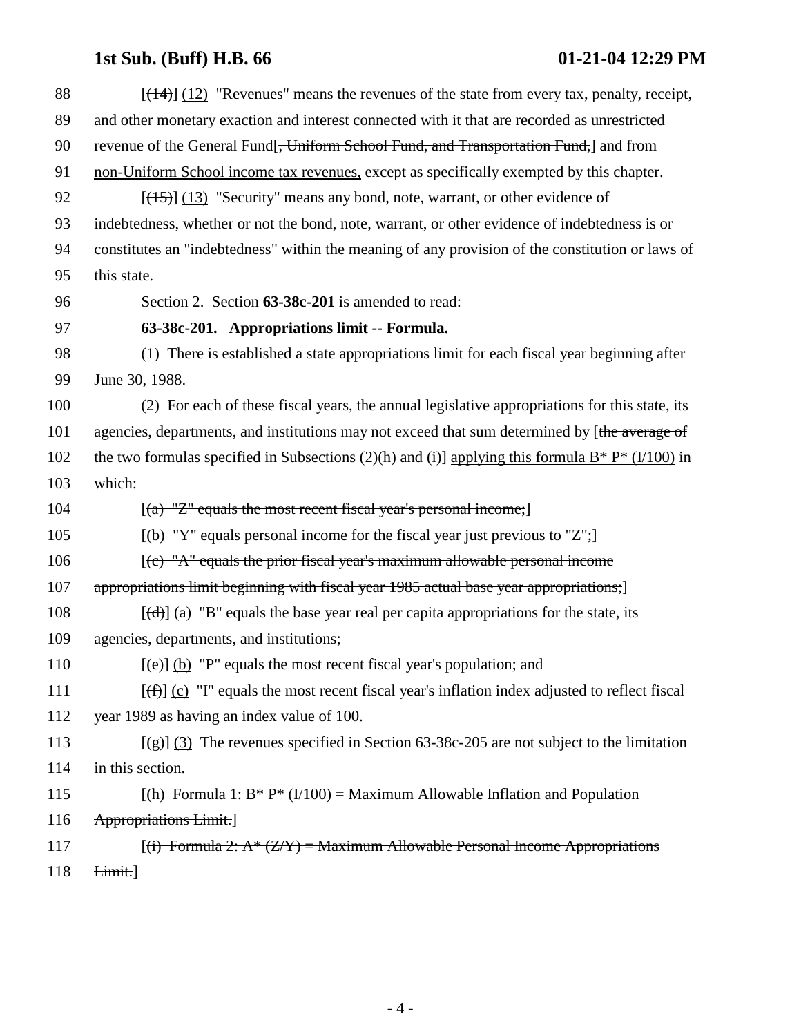88 [~~(14)~~] <u>(12)</u> "Revenues" means the revenues of the state from every tax, penalty, receipt,
89 and other monetary exaction and interest connected with it that are recorded as unrestricted
90 revenue of the General Fund[~~, Uniform School Fund, and Transportation Fund,~~] <u>and from</u>
91 <u>non-Uniform School income tax revenues,</u> except as specifically exempted by this chapter.

92 [~~(15)~~] <u>(13)</u> "Security" means any bond, note, warrant, or other evidence of
93 indebtedness, whether or not the bond, note, warrant, or other evidence of indebtedness is or
94 constitutes an "indebtedness" within the meaning of any provision of the constitution or laws of
95 this state.

96 Section 2. Section **63-38c-201** is amended to read:

97 **63-38c-201. Appropriations limit -- Formula.**

98 (1) There is established a state appropriations limit for each fiscal year beginning after
99 June 30, 1988.

100 (2) For each of these fiscal years, the annual legislative appropriations for this state, its
101 agencies, departments, and institutions may not exceed that sum determined by [~~the average of~~
102 ~~the two formulas specified in Subsections (2)(h) and (i)~~] <u>applying this formula B* P* (I/100)</u> in
103 which:

104 [~~(a) "Z" equals the most recent fiscal year's personal income;~~]

105 [~~(b) "Y" equals personal income for the fiscal year just previous to "Z";~~]

106 [~~(c) "A" equals the prior fiscal year's maximum allowable personal income~~
107 ~~appropriations limit beginning with fiscal year 1985 actual base year appropriations;~~]

108 [~~(d)~~] <u>(a)</u> "B" equals the base year real per capita appropriations for the state, its
109 agencies, departments, and institutions;

110 [~~(e)~~] <u>(b)</u> "P" equals the most recent fiscal year's population; and

111 [~~(f)~~] <u>(c)</u> "I" equals the most recent fiscal year's inflation index adjusted to reflect fiscal
112 year 1989 as having an index value of 100.

113 [~~(g)~~] <u>(3)</u> The revenues specified in Section 63-38c-205 are not subject to the limitation
114 in this section.

115 [~~(h) Formula 1: B* P* (I/100) = Maximum Allowable Inflation and Population~~
116 ~~Appropriations Limit.~~]

117 [~~(i) Formula 2: A* (Z/Y) = Maximum Allowable Personal Income Appropriations~~
118 ~~Limit.~~]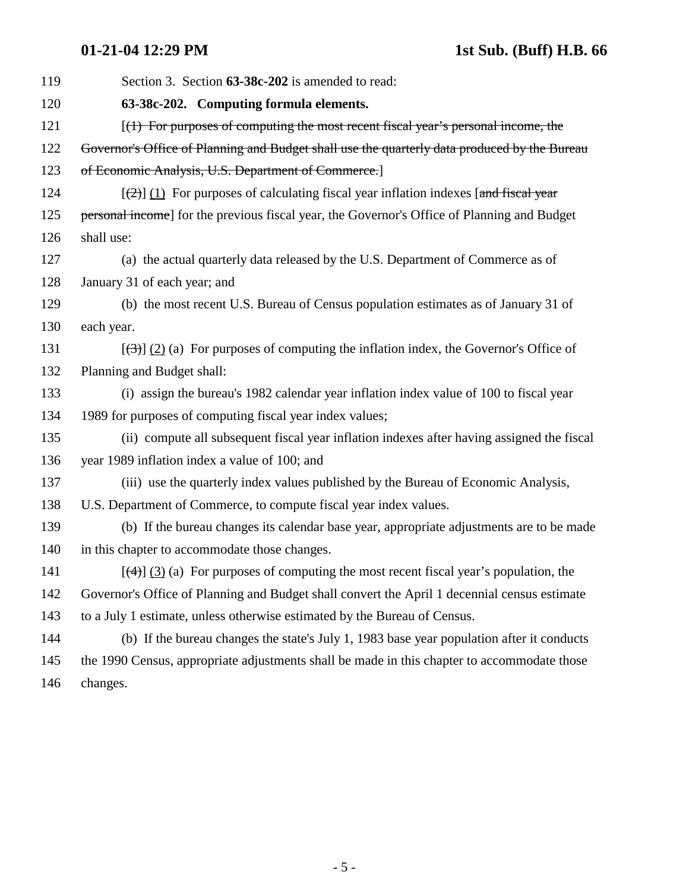Section 3. Section **63-38c-202** is amended to read:

**63-38c-202. Computing formula elements.**

[~~(1) For purposes of computing the most recent fiscal year's personal income, the Governor's Office of Planning and Budget shall use the quarterly data produced by the Bureau of Economic Analysis, U.S. Department of Commerce.~~]

[~~(2)~~] <u>(1)</u> For purposes of calculating fiscal year inflation indexes [~~and fiscal year personal income~~] for the previous fiscal year, the Governor's Office of Planning and Budget shall use:

(a) the actual quarterly data released by the U.S. Department of Commerce as of January 31 of each year; and

(b) the most recent U.S. Bureau of Census population estimates as of January 31 of each year.

[~~(3)~~] <u>(2)</u> (a) For purposes of computing the inflation index, the Governor's Office of Planning and Budget shall:

(i) assign the bureau's 1982 calendar year inflation index value of 100 to fiscal year 1989 for purposes of computing fiscal year index values;

(ii) compute all subsequent fiscal year inflation indexes after having assigned the fiscal year 1989 inflation index a value of 100; and

(iii) use the quarterly index values published by the Bureau of Economic Analysis, U.S. Department of Commerce, to compute fiscal year index values.

(b) If the bureau changes its calendar base year, appropriate adjustments are to be made in this chapter to accommodate those changes.

[~~(4)~~] <u>(3)</u> (a) For purposes of computing the most recent fiscal year's population, the Governor's Office of Planning and Budget shall convert the April 1 decennial census estimate to a July 1 estimate, unless otherwise estimated by the Bureau of Census.

(b) If the bureau changes the state's July 1, 1983 base year population after it conducts the 1990 Census, appropriate adjustments shall be made in this chapter to accommodate those changes.